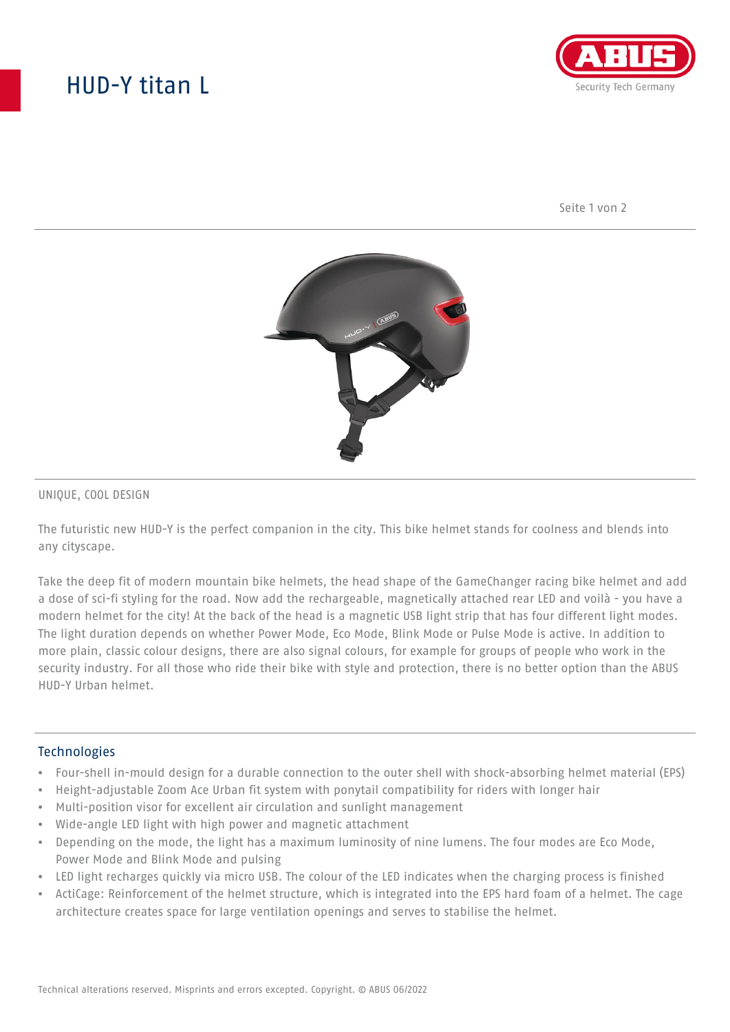# HUD-Y titan L

UNIQUE, COOL DESIGN

The futuristic new HUD-Y is the perfect companion in the city. This bike helmet stands for coolness and blends into any cityscape.

Take the deep fit of modern mountain bike helmets, the head shape of the GameChanger racing bike helmet and add a dose of sci-fi styling for the road. Now add the rechargeable, magnetically attached rear LED and voilà - you have a modern helmet for the city! At the back of the head is a magnetic USB light strip that has four different light modes. The light duration depends on whether Power Mode, Eco Mode, Blink Mode or Pulse Mode is active. In addition to more plain, classic colour designs, there are also signal colours, for example for groups of people who work in the security industry. For all those who ride their bike with style and protection, there is no better option than the ABUS HUD-Y Urban helmet.

## Technologies

- Four-shell in-mould design for a durable connection to the outer shell with shock-absorbing helmet material (EPS)
- Height-adjustable Zoom Ace Urban fit system with ponytail compatibility for riders with longer hair
- Multi-position visor for excellent air circulation and sunlight management
- Wide-angle LED light with high power and magnetic attachment
- Depending on the mode, the light has a maximum luminosity of nine lumens. The four modes are Eco Mode, Power Mode and Blink Mode and pulsing
- LED light recharges quickly via micro USB. The colour of the LED indicates when the charging process is finished
- ActiCage: Reinforcement of the helmet structure, which is integrated into the EPS hard foam of a helmet. The cage architecture creates space for large ventilation openings and serves to stabilise the helmet.

Technical alterations reserved. Misprints and errors excepted. Copyright. © ABUS 06/2022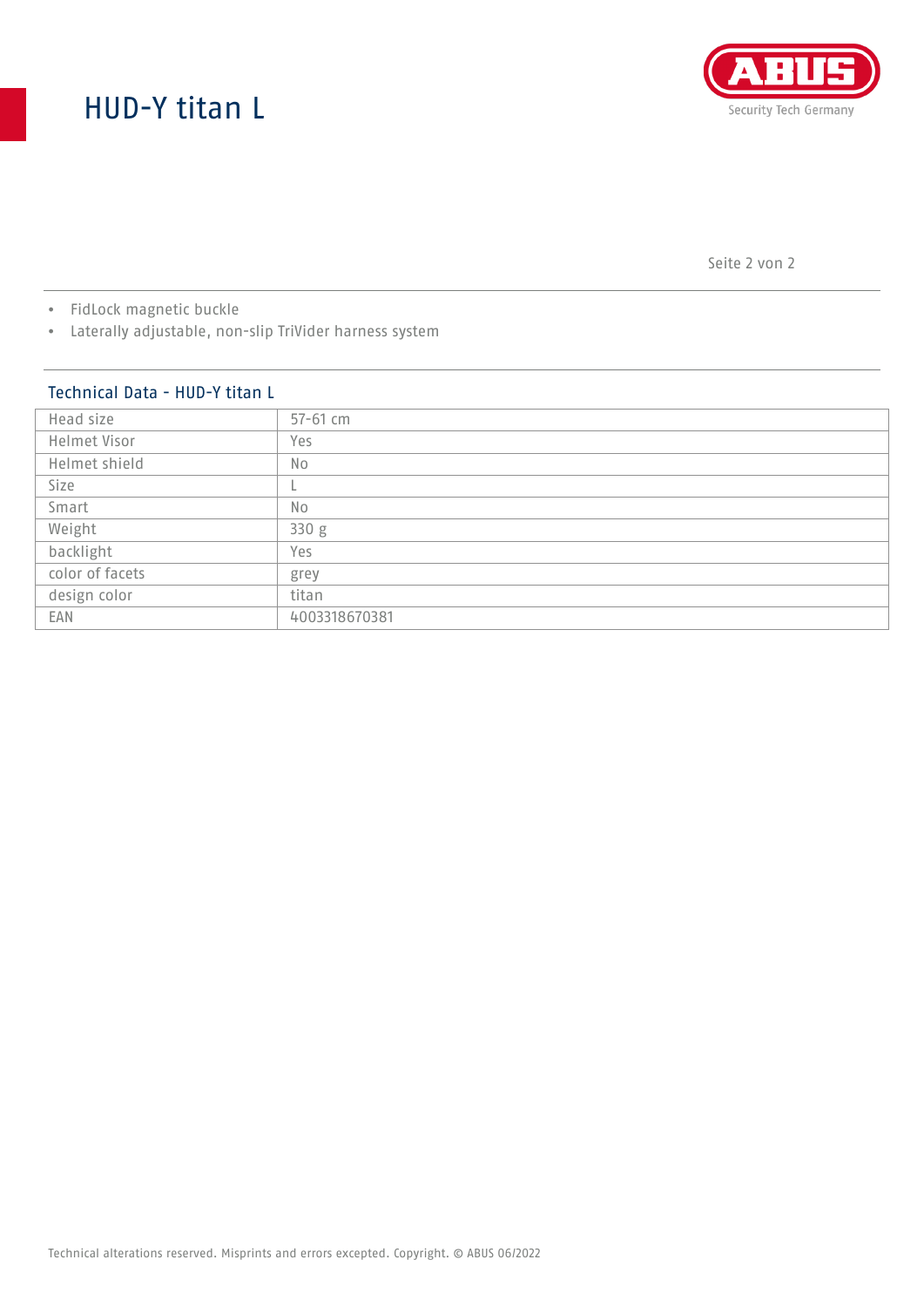# HUD-Y titan L

- FidLock magnetic buckle
- Laterally adjustable, non-slip TriVider harness system

## Technical Data - HUD-Y titan L

| | |
|---|---|
| Head size | 57-61 cm |
| Helmet Visor | Yes |
| Helmet shield | No |
| Size | L |
| Smart | No |
| Weight | 330 g |
| backlight | Yes |
| color of facets | grey |
| design color | titan |
| EAN | 4003318670381 |

Technical alterations reserved. Misprints and errors excepted. Copyright. © ABUS 06/2022